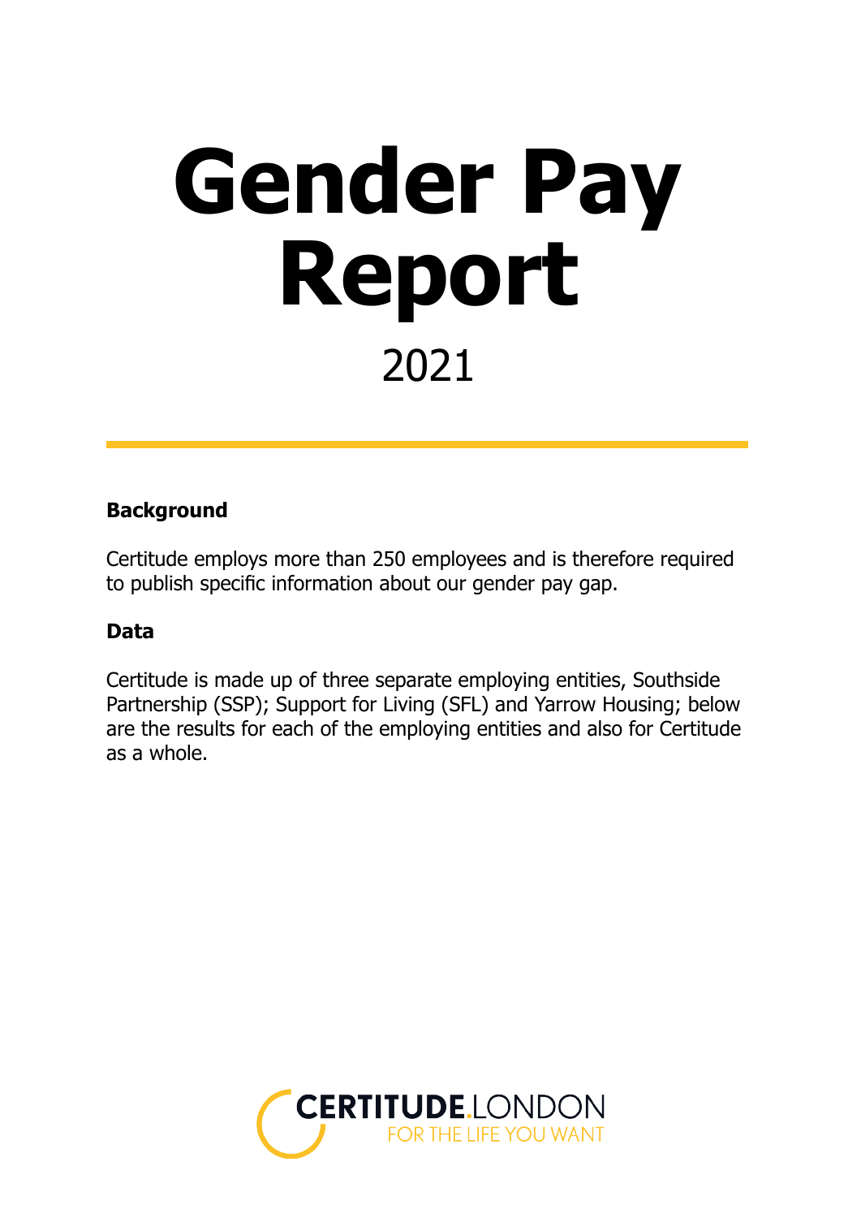# Gender Pay Report

2021

**Background**

Certitude employs more than 250 employees and is therefore required to publish specific information about our gender pay gap.

**Data**

Certitude is made up of three separate employing entities, Southside Partnership (SSP); Support for Living (SFL) and Yarrow Housing; below are the results for each of the employing entities and also for Certitude as a whole.

CERTITUDE.LONDON
FOR THE LIFE YOU WANT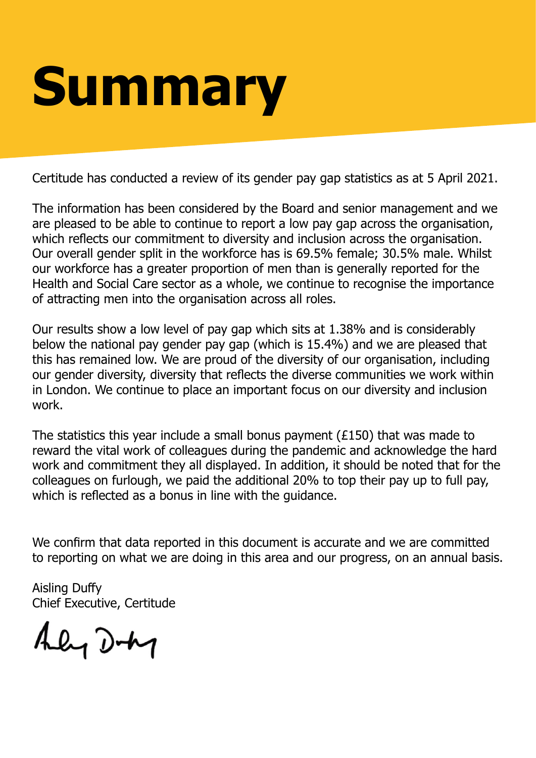# Summary

Certitude has conducted a review of its gender pay gap statistics as at 5 April 2021.

The information has been considered by the Board and senior management and we are pleased to be able to continue to report a low pay gap across the organisation, which reflects our commitment to diversity and inclusion across the organisation. Our overall gender split in the workforce has is 69.5% female; 30.5% male. Whilst our workforce has a greater proportion of men than is generally reported for the Health and Social Care sector as a whole, we continue to recognise the importance of attracting men into the organisation across all roles.

Our results show a low level of pay gap which sits at 1.38% and is considerably below the national pay gender pay gap (which is 15.4%) and we are pleased that this has remained low. We are proud of the diversity of our organisation, including our gender diversity, diversity that reflects the diverse communities we work within in London. We continue to place an important focus on our diversity and inclusion work.

The statistics this year include a small bonus payment (£150) that was made to reward the vital work of colleagues during the pandemic and acknowledge the hard work and commitment they all displayed. In addition, it should be noted that for the colleagues on furlough, we paid the additional 20% to top their pay up to full pay, which is reflected as a bonus in line with the guidance.

We confirm that data reported in this document is accurate and we are committed to reporting on what we are doing in this area and our progress, on an annual basis.

Aisling Duffy
Chief Executive, Certitude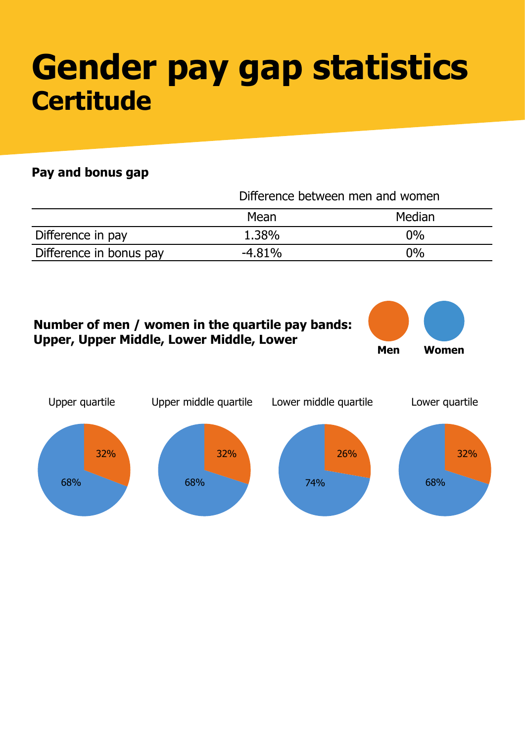# Gender pay gap statistics

## Certitude

### Pay and bonus gap

| | Difference between men and women | |
|---|---|---|
| | Mean | Median |
| Difference in pay | 1.38% | 0% |
| Difference in bonus pay | -4.81% | 0% |

### Number of men / women in the quartile pay bands: Upper, Upper Middle, Lower Middle, Lower

Men | Women

| Quartile | Men | Women |
|---|---|---|
| Upper quartile | 32% | 68% |
| Upper middle quartile | 32% | 68% |
| Lower middle quartile | 26% | 74% |
| Lower quartile | 32% | 68% |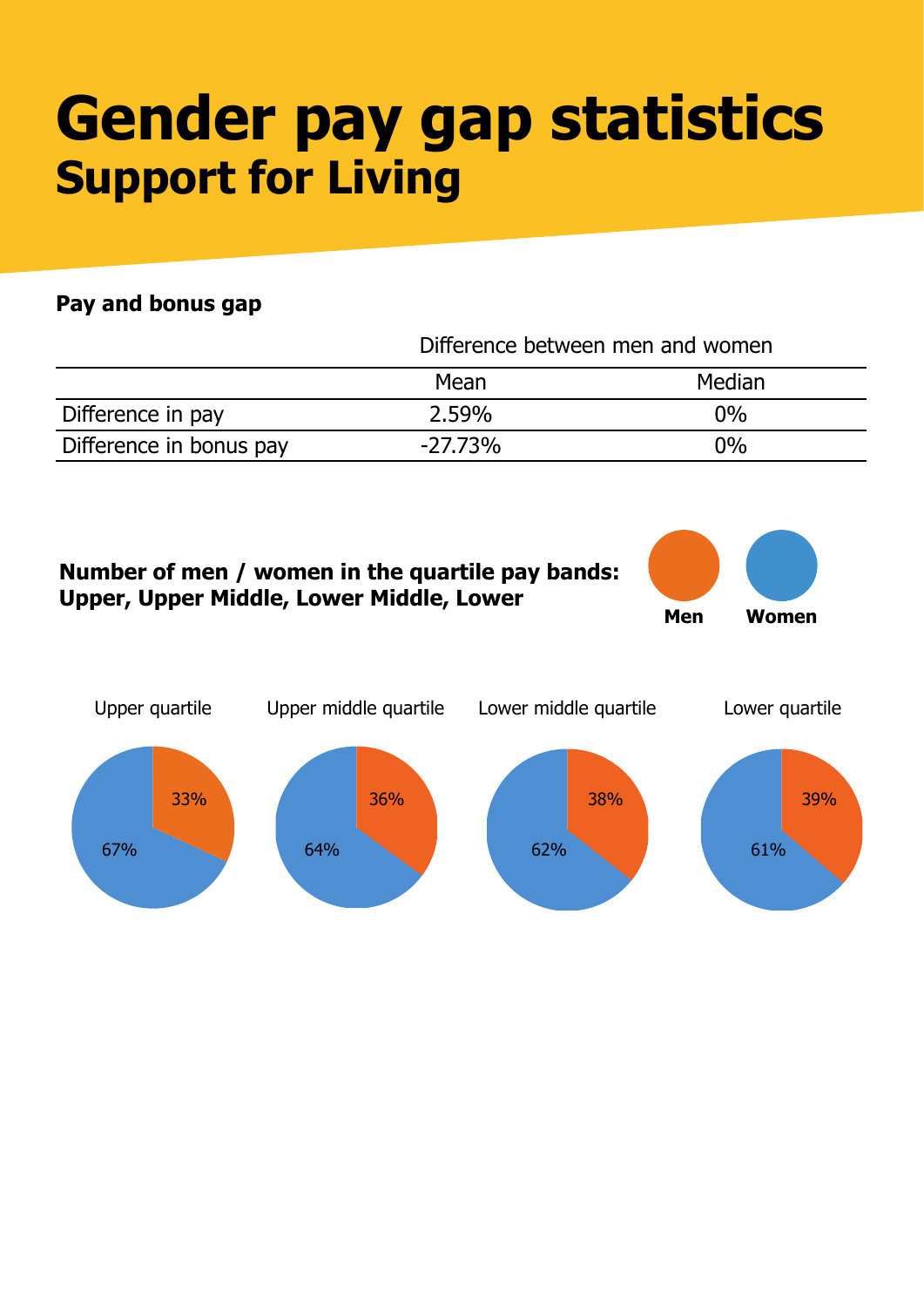# Gender pay gap statistics

## Support for Living

### Pay and bonus gap

| | Difference between men and women | |
|---|---|---|
| | Mean | Median |
| Difference in pay | 2.59% | 0% |
| Difference in bonus pay | -27.73% | 0% |

### Number of men / women in the quartile pay bands: Upper, Upper Middle, Lower Middle, Lower

**Men** **Women**

| | Men | Women |
|---|---|---|
| Upper quartile | 33% | 67% |
| Upper middle quartile | 36% | 64% |
| Lower middle quartile | 38% | 62% |
| Lower quartile | 39% | 61% |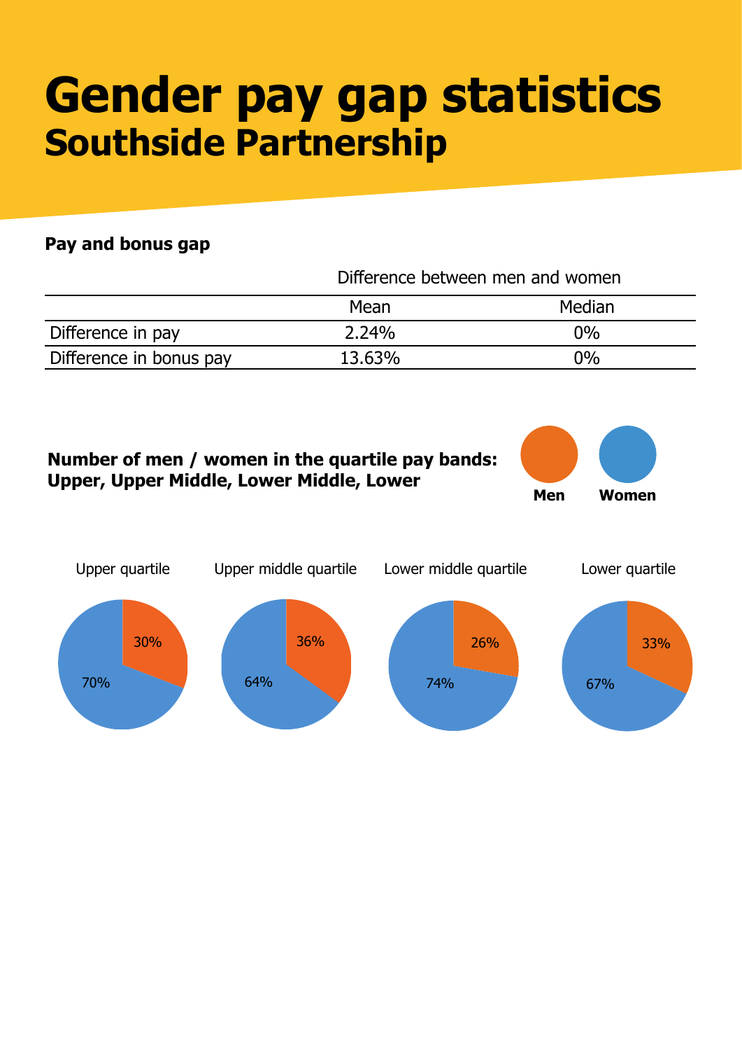# Gender pay gap statistics
## Southside Partnership

**Pay and bonus gap**

| | Difference between men and women | |
|---|---|---|
| | Mean | Median |
| Difference in pay | 2.24% | 0% |
| Difference in bonus pay | 13.63% | 0% |

**Number of men / women in the quartile pay bands: Upper, Upper Middle, Lower Middle, Lower**

Men | Women

| | Upper quartile | Upper middle quartile | Lower middle quartile | Lower quartile |
|---|---|---|---|---|
| Men | 30% | 36% | 26% | 33% |
| Women | 70% | 64% | 74% | 67% |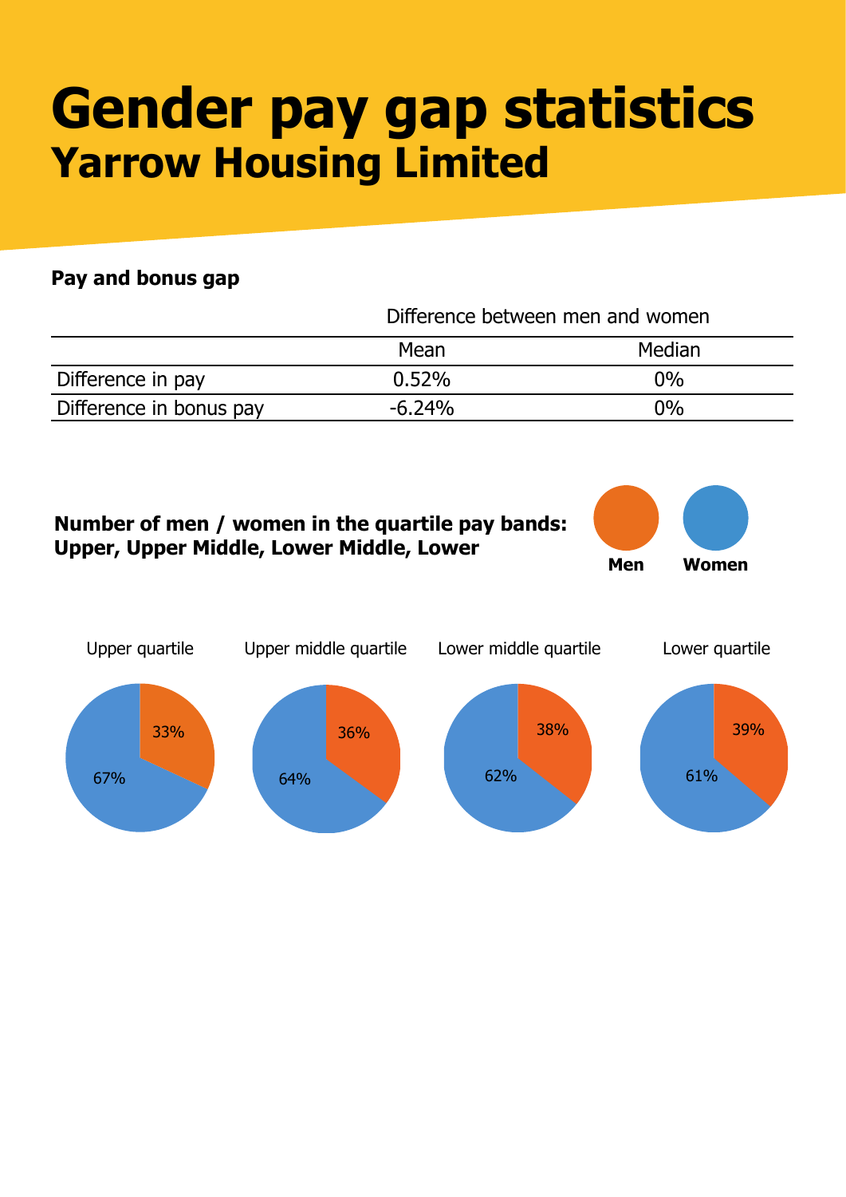# Gender pay gap statistics

## Yarrow Housing Limited

**Pay and bonus gap**

| | Difference between men and women | |
| --- | --- | --- |
| | Mean | Median |
| Difference in pay | 0.52% | 0% |
| Difference in bonus pay | -6.24% | 0% |

**Number of men / women in the quartile pay bands: Upper, Upper Middle, Lower Middle, Lower**

Men

Women

Upper quartile

33%

67%

Upper middle quartile

36%

64%

Lower middle quartile

38%

62%

Lower quartile

39%

61%